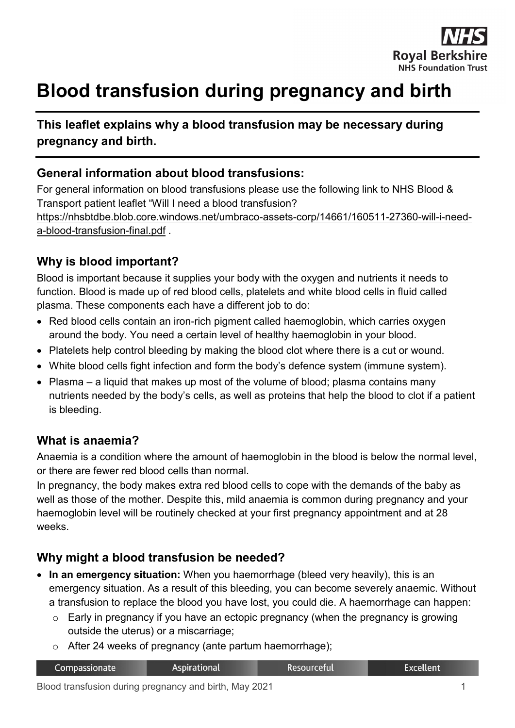# Blood transfusion during pregnancy and birth

**This leaflet explains why a blood transfusion may be necessary during pregnancy and birth.**

## General information about blood transfusions:

For general information on blood transfusions please use the following link to NHS Blood & Transport patient leaflet "Will I need a blood transfusion? https://nhsbtdbe.blob.core.windows.net/umbraco-assets-corp/14661/160511-27360-will-i-need-a-blood-transfusion-final.pdf .

## Why is blood important?

Blood is important because it supplies your body with the oxygen and nutrients it needs to function. Blood is made up of red blood cells, platelets and white blood cells in fluid called plasma. These components each have a different job to do:

- Red blood cells contain an iron-rich pigment called haemoglobin, which carries oxygen around the body. You need a certain level of healthy haemoglobin in your blood.
- Platelets help control bleeding by making the blood clot where there is a cut or wound.
- White blood cells fight infection and form the body's defence system (immune system).
- Plasma – a liquid that makes up most of the volume of blood; plasma contains many nutrients needed by the body's cells, as well as proteins that help the blood to clot if a patient is bleeding.

## What is anaemia?

Anaemia is a condition where the amount of haemoglobin in the blood is below the normal level, or there are fewer red blood cells than normal.

In pregnancy, the body makes extra red blood cells to cope with the demands of the baby as well as those of the mother. Despite this, mild anaemia is common during pregnancy and your haemoglobin level will be routinely checked at your first pregnancy appointment and at 28 weeks.

## Why might a blood transfusion be needed?

- **In an emergency situation:** When you haemorrhage (bleed very heavily), this is an emergency situation. As a result of this bleeding, you can become severely anaemic. Without a transfusion to replace the blood you have lost, you could die. A haemorrhage can happen:
  - Early in pregnancy if you have an ectopic pregnancy (when the pregnancy is growing outside the uterus) or a miscarriage;
  - After 24 weeks of pregnancy (ante partum haemorrhage);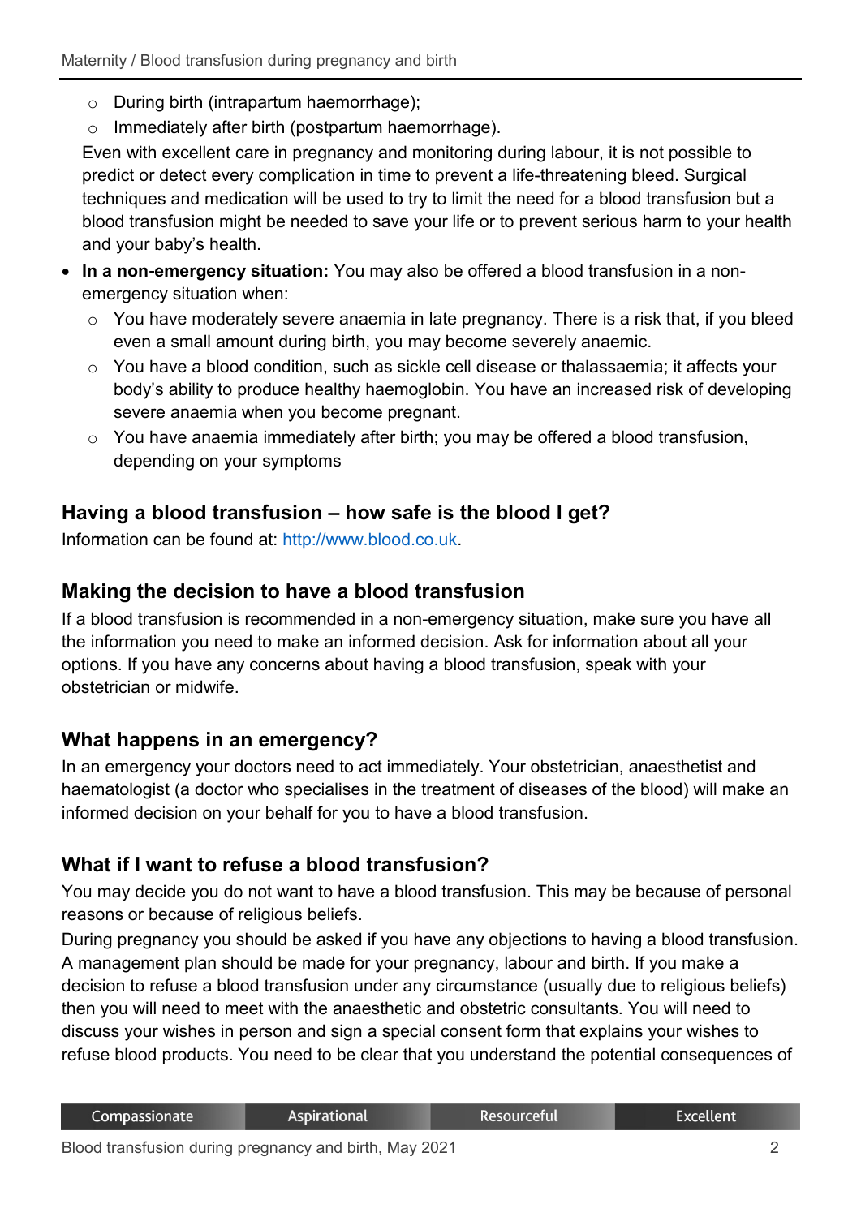- During birth (intrapartum haemorrhage);
  - Immediately after birth (postpartum haemorrhage).

  Even with excellent care in pregnancy and monitoring during labour, it is not possible to predict or detect every complication in time to prevent a life-threatening bleed. Surgical techniques and medication will be used to try to limit the need for a blood transfusion but a blood transfusion might be needed to save your life or to prevent serious harm to your health and your baby's health.

- **In a non-emergency situation:** You may also be offered a blood transfusion in a non-emergency situation when:
  - You have moderately severe anaemia in late pregnancy. There is a risk that, if you bleed even a small amount during birth, you may become severely anaemic.
  - You have a blood condition, such as sickle cell disease or thalassaemia; it affects your body's ability to produce healthy haemoglobin. You have an increased risk of developing severe anaemia when you become pregnant.
  - You have anaemia immediately after birth; you may be offered a blood transfusion, depending on your symptoms

## Having a blood transfusion – how safe is the blood I get?

Information can be found at: http://www.blood.co.uk.

## Making the decision to have a blood transfusion

If a blood transfusion is recommended in a non-emergency situation, make sure you have all the information you need to make an informed decision. Ask for information about all your options. If you have any concerns about having a blood transfusion, speak with your obstetrician or midwife.

## What happens in an emergency?

In an emergency your doctors need to act immediately. Your obstetrician, anaesthetist and haematologist (a doctor who specialises in the treatment of diseases of the blood) will make an informed decision on your behalf for you to have a blood transfusion.

## What if I want to refuse a blood transfusion?

You may decide you do not want to have a blood transfusion. This may be because of personal reasons or because of religious beliefs.

During pregnancy you should be asked if you have any objections to having a blood transfusion. A management plan should be made for your pregnancy, labour and birth. If you make a decision to refuse a blood transfusion under any circumstance (usually due to religious beliefs) then you will need to meet with the anaesthetic and obstetric consultants. You will need to discuss your wishes in person and sign a special consent form that explains your wishes to refuse blood products. You need to be clear that you understand the potential consequences of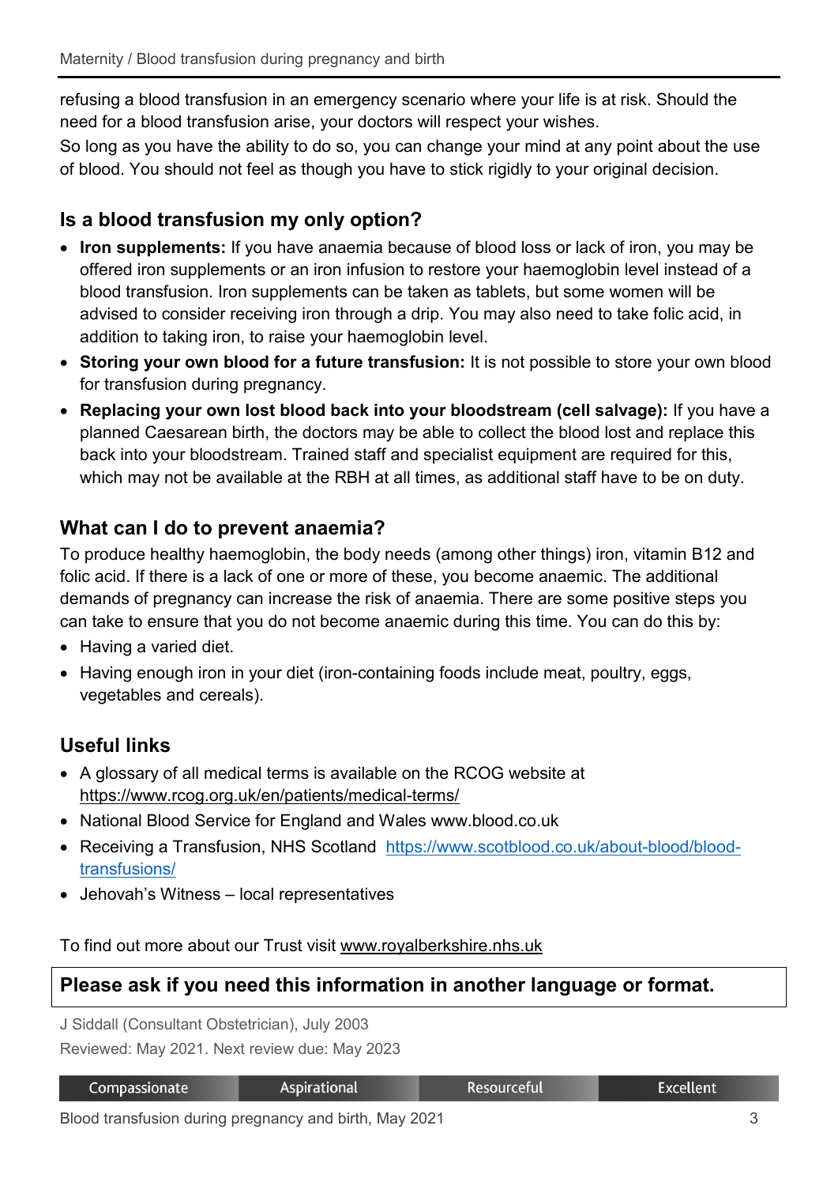refusing a blood transfusion in an emergency scenario where your life is at risk. Should the need for a blood transfusion arise, your doctors will respect your wishes.

So long as you have the ability to do so, you can change your mind at any point about the use of blood. You should not feel as though you have to stick rigidly to your original decision.

## Is a blood transfusion my only option?

- **Iron supplements:** If you have anaemia because of blood loss or lack of iron, you may be offered iron supplements or an iron infusion to restore your haemoglobin level instead of a blood transfusion. Iron supplements can be taken as tablets, but some women will be advised to consider receiving iron through a drip. You may also need to take folic acid, in addition to taking iron, to raise your haemoglobin level.
- **Storing your own blood for a future transfusion:** It is not possible to store your own blood for transfusion during pregnancy.
- **Replacing your own lost blood back into your bloodstream (cell salvage):** If you have a planned Caesarean birth, the doctors may be able to collect the blood lost and replace this back into your bloodstream. Trained staff and specialist equipment are required for this, which may not be available at the RBH at all times, as additional staff have to be on duty.

## What can I do to prevent anaemia?

To produce healthy haemoglobin, the body needs (among other things) iron, vitamin B12 and folic acid. If there is a lack of one or more of these, you become anaemic. The additional demands of pregnancy can increase the risk of anaemia. There are some positive steps you can take to ensure that you do not become anaemic during this time. You can do this by:

- Having a varied diet.
- Having enough iron in your diet (iron-containing foods include meat, poultry, eggs, vegetables and cereals).

## Useful links

- A glossary of all medical terms is available on the RCOG website at https://www.rcog.org.uk/en/patients/medical-terms/
- National Blood Service for England and Wales www.blood.co.uk
- Receiving a Transfusion, NHS Scotland https://www.scotblood.co.uk/about-blood/blood-transfusions/
- Jehovah's Witness – local representatives

To find out more about our Trust visit www.royalberkshire.nhs.uk

**Please ask if you need this information in another language or format.**

J Siddall (Consultant Obstetrician), July 2003

Reviewed: May 2021. Next review due: May 2023

Compassionate | Aspirational | Resourceful | Excellent